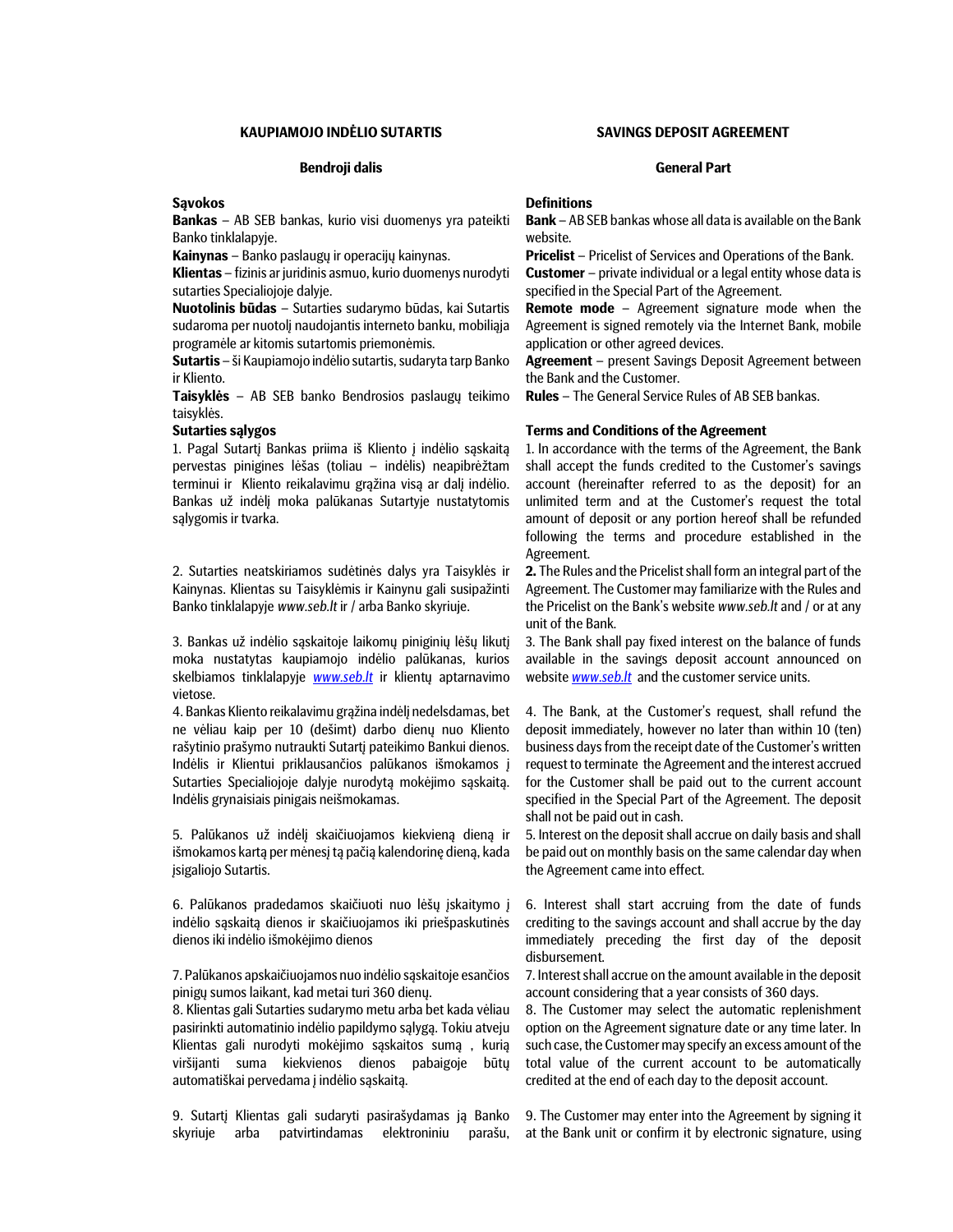## KAUPIAMOJO INDĖLIO SUTARTIS

### Bendroji dalis

**Sąvokos**

**Bankas** – AB SEB bankas, kurio visi duomenys yra pateikti Banko tinklalapyje.

**Kainynas** – Banko paslaugų ir operacijų kainynas.

**Klientas** – fizinis ar juridinis asmuo, kurio duomenys nurodyti sutarties Specialiojoje dalyje.

**Nuotolinis būdas** – Sutarties sudarymo būdas, kai Sutartis sudaroma per nuotolį naudojantis interneto banku, mobiliąja programėle ar kitomis sutartomis priemonėmis.

**Sutartis** – ši Kaupiamojo indėlio sutartis, sudaryta tarp Banko ir Kliento.

**Taisyklės** – AB SEB banko Bendrosios paslaugų teikimo taisyklės.

**Sutarties sąlygos**

1. Pagal Sutartį Bankas priima iš Kliento į indėlio sąskaitą pervestas pinigines lėšas (toliau – indėlis) neapibrėžtam terminui ir Kliento reikalavimu grąžina visą ar dalį indėlio. Bankas už indėlį moka palūkanas Sutartyje nustatytomis sąlygomis ir tvarka.

2. Sutarties neatskiriamos sudėtinės dalys yra Taisyklės ir Kainynas. Klientas su Taisyklėmis ir Kainynu gali susipažinti Banko tinklalapyje *www.seb.lt* ir / arba Banko skyriuje.

3. Bankas už indėlio sąskaitoje laikomų piniginių lėšų likutį moka nustatytas kaupiamojo indėlio palūkanas, kurios skelbiamos tinklalapyje *www.seb.lt* ir klientų aptarnavimo vietose.

4. Bankas Kliento reikalavimu grąžina indėlį nedelsdamas, bet ne vėliau kaip per 10 (dešimt) darbo dienų nuo Kliento rašytinio prašymo nutraukti Sutartį pateikimo Bankui dienos. Indėlis ir Klientui priklausančios palūkanos išmokamos į Sutarties Specialiojoje dalyje nurodytą mokėjimo sąskaitą. Indėlis grynaisiais pinigais neišmokamas.

5. Palūkanos už indėlį skaičiuojamos kiekvieną dieną ir išmokamos kartą per mėnesį tą pačią kalendorinę dieną, kada įsigaliojo Sutartis.

6. Palūkanos pradedamos skaičiuoti nuo lėšų įskaitymo į indėlio sąskaitą dienos ir skaičiuojamos iki priešpaskutinės dienos iki indėlio išmokėjimo dienos

7. Palūkanos apskaičiuojamos nuo indėlio sąskaitoje esančios pinigų sumos laikant, kad metai turi 360 dienų.

8. Klientas gali Sutarties sudarymo metu arba bet kada vėliau pasirinkti automatinio indėlio papildymo sąlygą. Tokiu atveju Klientas gali nurodyti mokėjimo sąskaitos sumą , kurią viršijanti suma kiekvienos dienos pabaigoje būtų automatiškai pervedama į indėlio sąskaitą.

9. Sutartį Klientas gali sudaryti pasirašydamas ją Banko skyriuje arba patvirtindamas elektroniniu parašu,

## SAVINGS DEPOSIT AGREEMENT

### General Part

**Definitions**

**Bank** – AB SEB bankas whose all data is available on the Bank website.

**Pricelist** – Pricelist of Services and Operations of the Bank.

**Customer** – private individual or a legal entity whose data is specified in the Special Part of the Agreement.

**Remote mode** – Agreement signature mode when the Agreement is signed remotely via the Internet Bank, mobile application or other agreed devices.

**Agreement** – present Savings Deposit Agreement between the Bank and the Customer.

**Rules** – The General Service Rules of AB SEB bankas.

**Terms and Conditions of the Agreement**

1. In accordance with the terms of the Agreement, the Bank shall accept the funds credited to the Customer's savings account (hereinafter referred to as the deposit) for an unlimited term and at the Customer's request the total amount of deposit or any portion hereof shall be refunded following the terms and procedure established in the Agreement.

**2.** The Rules and the Pricelist shall form an integral part of the Agreement. The Customer may familiarize with the Rules and the Pricelist on the Bank's website *www.seb.lt* and / or at any unit of the Bank.

3. The Bank shall pay fixed interest on the balance of funds available in the savings deposit account announced on website *www.seb.lt* and the customer service units.

4. The Bank, at the Customer's request, shall refund the deposit immediately, however no later than within 10 (ten) business days from the receipt date of the Customer's written request to terminate the Agreement and the interest accrued for the Customer shall be paid out to the current account specified in the Special Part of the Agreement. The deposit shall not be paid out in cash.

5. Interest on the deposit shall accrue on daily basis and shall be paid out on monthly basis on the same calendar day when the Agreement came into effect.

6. Interest shall start accruing from the date of funds crediting to the savings account and shall accrue by the day immediately preceding the first day of the deposit disbursement.

7. Interest shall accrue on the amount available in the deposit account considering that a year consists of 360 days.

8. The Customer may select the automatic replenishment option on the Agreement signature date or any time later. In such case, the Customer may specify an excess amount of the total value of the current account to be automatically credited at the end of each day to the deposit account.

9. The Customer may enter into the Agreement by signing it at the Bank unit or confirm it by electronic signature, using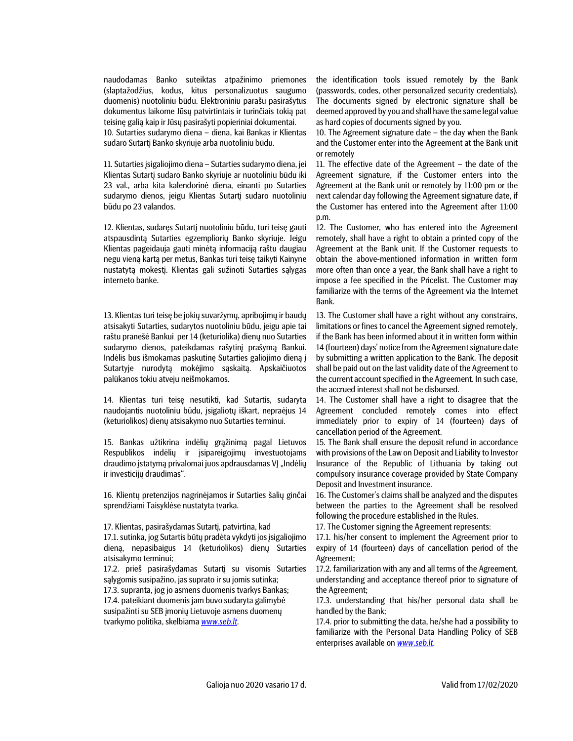naudodamas Banko suteiktas atpažinimo priemones (slaptažodžius, kodus, kitus personalizuotus saugumo duomenis) nuotoliniu būdu. Elektroniniu parašu pasirašytus dokumentus laikome Jūsų patvirtintais ir turinčiais tokią pat teisinę galią kaip ir Jūsų pasirašyti popieriniai dokumentai.

10. Sutarties sudarymo diena – diena, kai Bankas ir Klientas sudaro Sutartį Banko skyriuje arba nuotoliniu būdu.

11. Sutarties įsigaliojimo diena – Sutarties sudarymo diena, jei Klientas Sutartį sudaro Banko skyriuje ar nuotoliniu būdu iki 23 val., arba kita kalendorinė diena, einanti po Sutarties sudarymo dienos, jeigu Klientas Sutartį sudaro nuotoliniu būdu po 23 valandos.

12. Klientas, sudaręs Sutartį nuotoliniu būdu, turi teisę gauti atspausdintą Sutarties egzempliorių Banko skyriuje. Jeigu Klientas pageidauja gauti minėtą informaciją raštu daugiau negu vieną kartą per metus, Bankas turi teisę taikyti Kainyne nustatytą mokestį. Klientas gali sužinoti Sutarties sąlygas interneto banke.

13. Klientas turi teisę be jokių suvaržymų, apribojimų ir baudų atsisakyti Sutarties, sudarytos nuotoliniu būdu, jeigu apie tai raštu praneše Bankui per 14 (keturiolika) dienų nuo Sutarties sudarymo dienos, pateikdamas rašytinį prašymą Bankui. Indėlis bus išmokamas paskutinę Sutarties galiojimo dieną į Sutartyje nurodytą mokėjimo sąskaitą. Apskaičiuotos palūkanos tokiu atveju neišmokamos.

14. Klientas turi teisę nesutikti, kad Sutartis, sudaryta naudojantis nuotoliniu būdu, įsigaliotų iškart, nepraėjus 14 (keturiolikos) dienų atsisakymo nuo Sutarties terminui.

15. Bankas užtikrina indėlių grąžinimą pagal Lietuvos Respublikos indėlių ir įsipareigojimų investuotojams draudimo įstatymą privalomai juos apdrausdamas VĮ „Indėlių ir investicijų draudimas".

16. Klientų pretenzijos nagrinėjamos ir Sutarties šalių ginčai sprendžiami Taisyklėse nustatyta tvarka.

17. Klientas, pasirašydamas Sutartį, patvirtina, kad

17.1. sutinka, jog Sutartis būtų pradėta vykdyti jos įsigaliojimo dieną, nepasibaigus 14 (keturiolikos) dienų Sutarties atsisakymo terminui;

17.2. prieš pasirašydamas Sutartį su visomis Sutarties sąlygomis susipažino, jas suprato ir su jomis sutinka;

17.3. supranta, jog jo asmens duomenis tvarkys Bankas;

17.4. pateikiant duomenis jam buvo sudaryta galimybė susipažinti su SEB įmonių Lietuvoje asmens duomenų tvarkymo politika, skelbiama *www.seb.lt*.

the identification tools issued remotely by the Bank (passwords, codes, other personalized security credentials). The documents signed by electronic signature shall be deemed approved by you and shall have the same legal value as hard copies of documents signed by you.

10. The Agreement signature date – the day when the Bank and the Customer enter into the Agreement at the Bank unit or remotely

11. The effective date of the Agreement – the date of the Agreement signature, if the Customer enters into the Agreement at the Bank unit or remotely by 11:00 pm or the next calendar day following the Agreement signature date, if the Customer has entered into the Agreement after 11:00 p.m.

12. The Customer, who has entered into the Agreement remotely, shall have a right to obtain a printed copy of the Agreement at the Bank unit. If the Customer requests to obtain the above-mentioned information in written form more often than once a year, the Bank shall have a right to impose a fee specified in the Pricelist. The Customer may familiarize with the terms of the Agreement via the Internet Bank.

13. The Customer shall have a right without any constrains, limitations or fines to cancel the Agreement signed remotely, if the Bank has been informed about it in written form within 14 (fourteen) days' notice from the Agreement signature date by submitting a written application to the Bank. The deposit shall be paid out on the last validity date of the Agreement to the current account specified in the Agreement. In such case, the accrued interest shall not be disbursed.

14. The Customer shall have a right to disagree that the Agreement concluded remotely comes into effect immediately prior to expiry of 14 (fourteen) days of cancellation period of the Agreement.

15. The Bank shall ensure the deposit refund in accordance with provisions of the Law on Deposit and Liability to Investor Insurance of the Republic of Lithuania by taking out compulsory insurance coverage provided by State Company Deposit and Investment insurance.

16. The Customer's claims shall be analyzed and the disputes between the parties to the Agreement shall be resolved following the procedure established in the Rules.

17. The Customer signing the Agreement represents:

17.1. his/her consent to implement the Agreement prior to expiry of 14 (fourteen) days of cancellation period of the Agreement;

17.2. familiarization with any and all terms of the Agreement, understanding and acceptance thereof prior to signature of the Agreement;

17.3. understanding that his/her personal data shall be handled by the Bank;

17.4. prior to submitting the data, he/she had a possibility to familiarize with the Personal Data Handling Policy of SEB enterprises available on *www.seb.lt*.

Galioja nuo 2020 vasario 17 d. — Valid from 17/02/2020